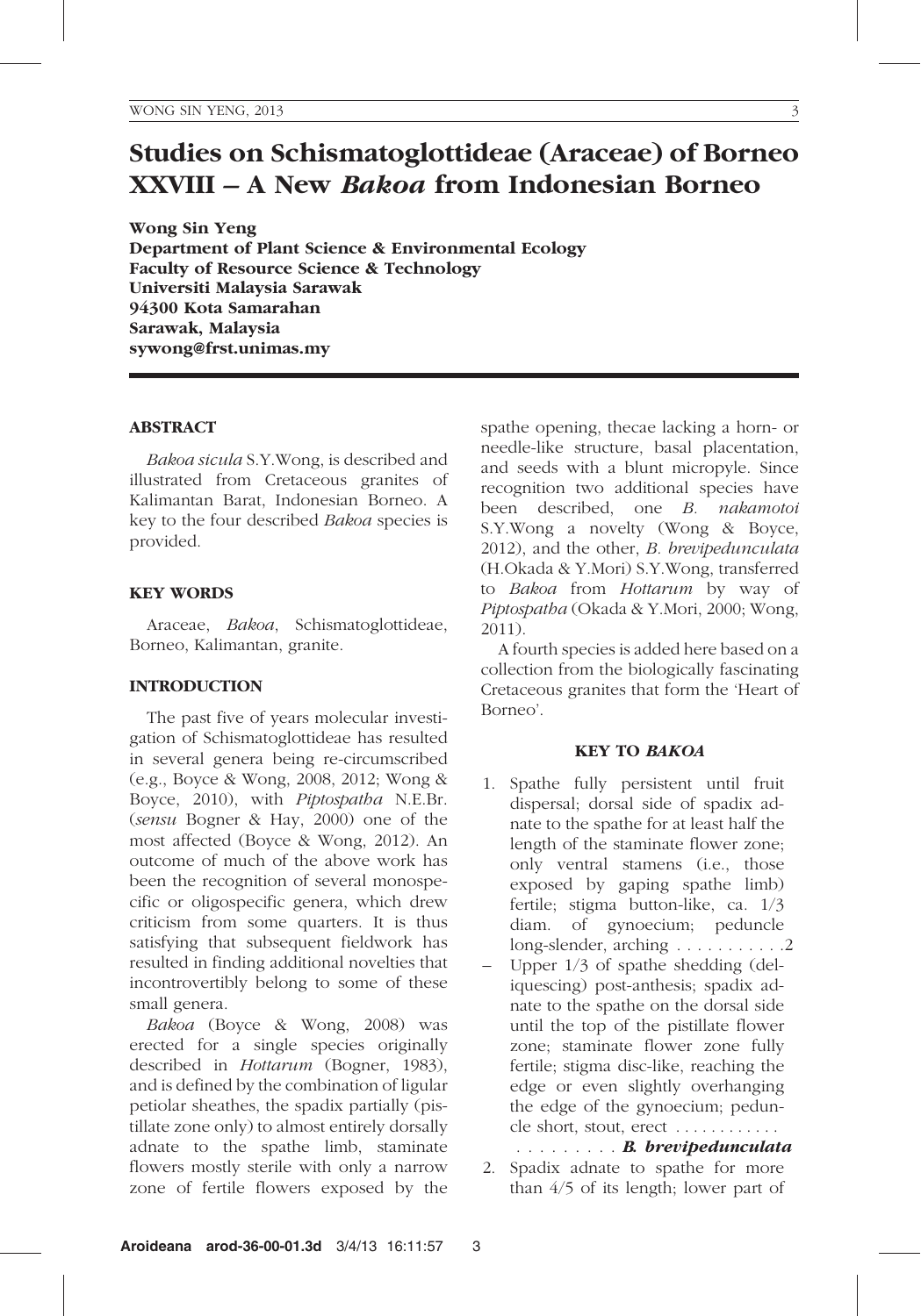# Studies on Schismatoglottideae (Araceae) of Borneo XXVIII – A New *Bakoa* from Indonesian Borneo

**Wong Sin Yeng**
**Department of Plant Science & Environmental Ecology**
**Faculty of Resource Science & Technology**
**Universiti Malaysia Sarawak**
**94300 Kota Samarahan**
**Sarawak, Malaysia**
**sywong@frst.unimas.my**

## ABSTRACT

*Bakoa sicula* S.Y.Wong, is described and illustrated from Cretaceous granites of Kalimantan Barat, Indonesian Borneo. A key to the four described *Bakoa* species is provided.

## KEY WORDS

Araceae, *Bakoa*, Schismatoglottideae, Borneo, Kalimantan, granite.

## INTRODUCTION

The past five of years molecular investigation of Schismatoglottideae has resulted in several genera being re-circumscribed (e.g., Boyce & Wong, 2008, 2012; Wong & Boyce, 2010), with *Piptospatha* N.E.Br. (*sensu* Bogner & Hay, 2000) one of the most affected (Boyce & Wong, 2012). An outcome of much of the above work has been the recognition of several monospecific or oligospecific genera, which drew criticism from some quarters. It is thus satisfying that subsequent fieldwork has resulted in finding additional novelties that incontrovertibly belong to some of these small genera.

*Bakoa* (Boyce & Wong, 2008) was erected for a single species originally described in *Hottarum* (Bogner, 1983), and is defined by the combination of ligular petiolar sheathes, the spadix partially (pistillate zone only) to almost entirely dorsally adnate to the spathe limb, staminate flowers mostly sterile with only a narrow zone of fertile flowers exposed by the spathe opening, thecae lacking a horn- or needle-like structure, basal placentation, and seeds with a blunt micropyle. Since recognition two additional species have been described, one *B. nakamotoi* S.Y.Wong a novelty (Wong & Boyce, 2012), and the other, *B. brevipedunculata* (H.Okada & Y.Mori) S.Y.Wong, transferred to *Bakoa* from *Hottarum* by way of *Piptospatha* (Okada & Y.Mori, 2000; Wong, 2011).

A fourth species is added here based on a collection from the biologically fascinating Cretaceous granites that form the 'Heart of Borneo'.

## KEY TO *BAKOA*

1. Spathe fully persistent until fruit dispersal; dorsal side of spadix adnate to the spathe for at least half the length of the staminate flower zone; only ventral stamens (i.e., those exposed by gaping spathe limb) fertile; stigma button-like, ca. 1/3 diam. of gynoecium; peduncle long-slender, arching . . . . . . . . . . .2
– Upper 1/3 of spathe shedding (deliquescing) post-anthesis; spadix adnate to the spathe on the dorsal side until the top of the pistillate flower zone; staminate flower zone fully fertile; stigma disc-like, reaching the edge or even slightly overhanging the edge of the gynoecium; peduncle short, stout, erect . . . . . . . . . . . . . . . . . . . . . ***B. brevipedunculata***
2. Spadix adnate to spathe for more than 4/5 of its length; lower part of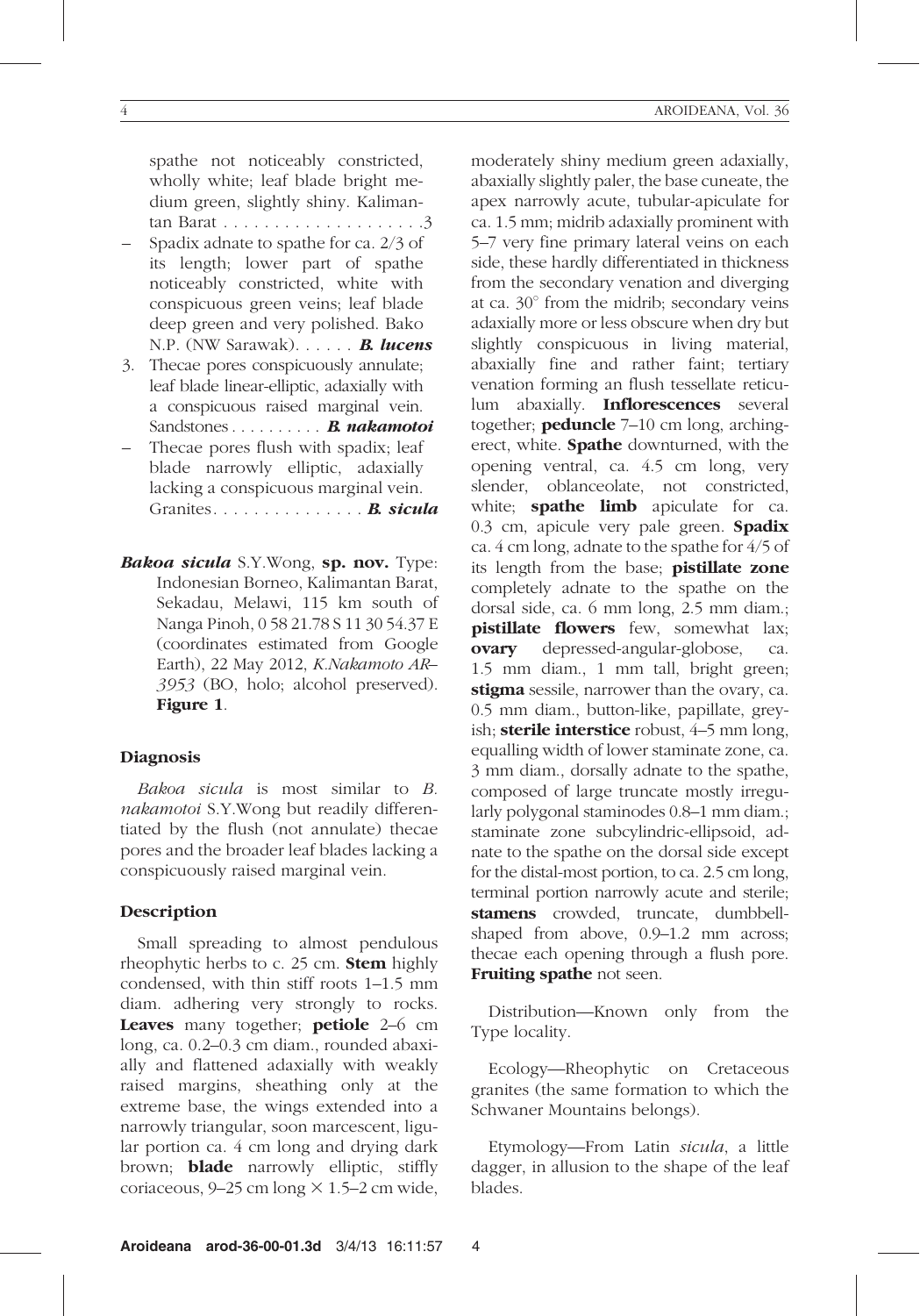spathe not noticeably constricted, wholly white; leaf blade bright medium green, slightly shiny. Kalimantan Barat . . . . . . . . . . . . . . . . . . . .3

– Spadix adnate to spathe for ca. 2/3 of its length; lower part of spathe noticeably constricted, white with conspicuous green veins; leaf blade deep green and very polished. Bako N.P. (NW Sarawak). . . . . . ***B. lucens***

3. Thecae pores conspicuously annulate; leaf blade linear-elliptic, adaxially with a conspicuous raised marginal vein. Sandstones . . . . . . . . . . ***B. nakamotoi***

– Thecae pores flush with spadix; leaf blade narrowly elliptic, adaxially lacking a conspicuous marginal vein. Granites. . . . . . . . . . . . . . . ***B. sicula***

***Bakoa sicula*** S.Y.Wong, **sp. nov.** Type: Indonesian Borneo, Kalimantan Barat, Sekadau, Melawi, 115 km south of Nanga Pinoh, 0 58 21.78 S 11 30 54.37 E (coordinates estimated from Google Earth), 22 May 2012, *K.Nakamoto AR–3953* (BO, holo; alcohol preserved). **Figure 1**.

### Diagnosis

*Bakoa sicula* is most similar to *B. nakamotoi* S.Y.Wong but readily differentiated by the flush (not annulate) thecae pores and the broader leaf blades lacking a conspicuously raised marginal vein.

### Description

Small spreading to almost pendulous rheophytic herbs to c. 25 cm. **Stem** highly condensed, with thin stiff roots 1–1.5 mm diam. adhering very strongly to rocks. **Leaves** many together; **petiole** 2–6 cm long, ca. 0.2–0.3 cm diam., rounded abaxially and flattened adaxially with weakly raised margins, sheathing only at the extreme base, the wings extended into a narrowly triangular, soon marcescent, ligular portion ca. 4 cm long and drying dark brown; **blade** narrowly elliptic, stiffly coriaceous, 9–25 cm long × 1.5–2 cm wide, moderately shiny medium green adaxially, abaxially slightly paler, the base cuneate, the apex narrowly acute, tubular-apiculate for ca. 1.5 mm; midrib adaxially prominent with 5–7 very fine primary lateral veins on each side, these hardly differentiated in thickness from the secondary venation and diverging at ca. 30° from the midrib; secondary veins adaxially more or less obscure when dry but slightly conspicuous in living material, abaxially fine and rather faint; tertiary venation forming an flush tessellate reticulum abaxially. **Inflorescences** several together; **peduncle** 7–10 cm long, arching-erect, white. **Spathe** downturned, with the opening ventral, ca. 4.5 cm long, very slender, oblanceolate, not constricted, white; **spathe limb** apiculate for ca. 0.3 cm, apicule very pale green. **Spadix** ca. 4 cm long, adnate to the spathe for 4/5 of its length from the base; **pistillate zone** completely adnate to the spathe on the dorsal side, ca. 6 mm long, 2.5 mm diam.; **pistillate flowers** few, somewhat lax; **ovary** depressed-angular-globose, ca. 1.5 mm diam., 1 mm tall, bright green; **stigma** sessile, narrower than the ovary, ca. 0.5 mm diam., button-like, papillate, greyish; **sterile interstice** robust, 4–5 mm long, equalling width of lower staminate zone, ca. 3 mm diam., dorsally adnate to the spathe, composed of large truncate mostly irregularly polygonal staminodes 0.8–1 mm diam.; staminate zone subcylindric-ellipsoid, adnate to the spathe on the dorsal side except for the distal-most portion, to ca. 2.5 cm long, terminal portion narrowly acute and sterile; **stamens** crowded, truncate, dumbbell-shaped from above, 0.9–1.2 mm across; thecae each opening through a flush pore. **Fruiting spathe** not seen.

Distribution—Known only from the Type locality.

Ecology—Rheophytic on Cretaceous granites (the same formation to which the Schwaner Mountains belongs).

Etymology—From Latin *sicula*, a little dagger, in allusion to the shape of the leaf blades.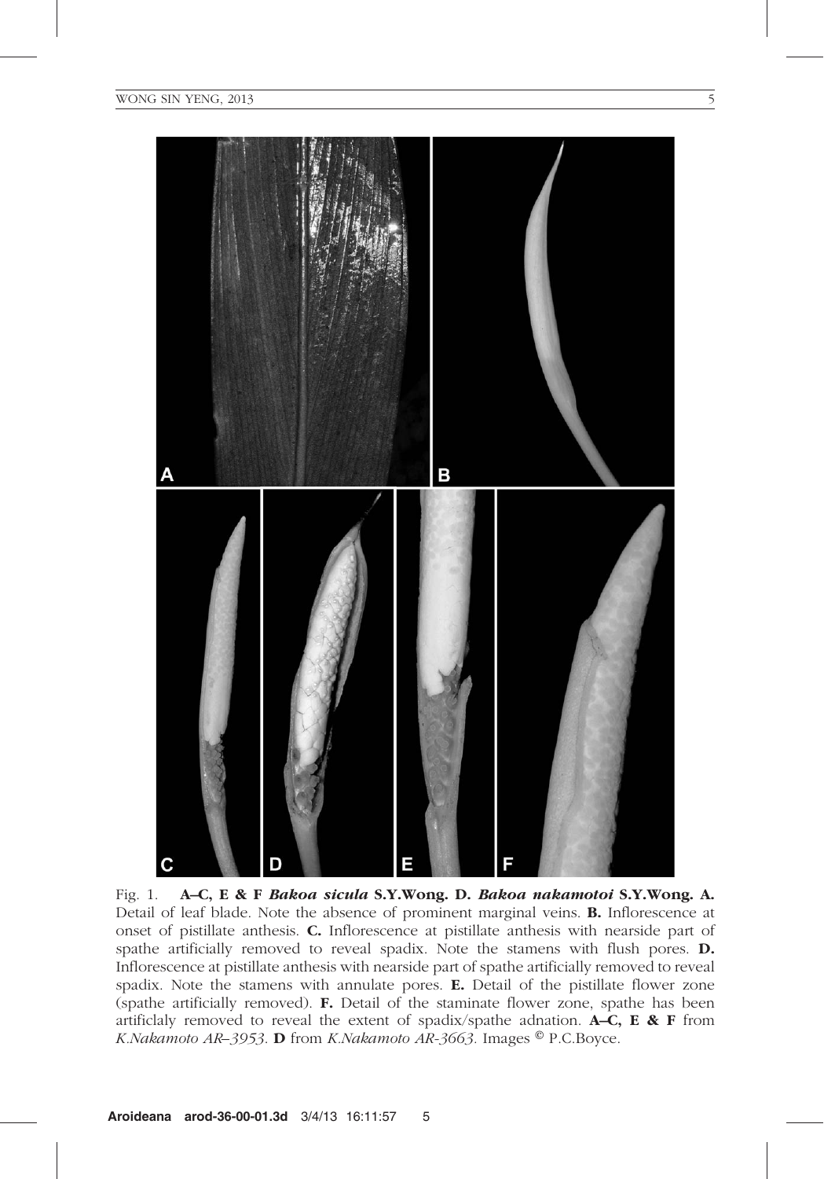Fig. 1. **A–C, E & F *Bakoa sicula* S.Y.Wong. D. *Bakoa nakamotoi* S.Y.Wong. A.** Detail of leaf blade. Note the absence of prominent marginal veins. **B.** Inflorescence at onset of pistillate anthesis. **C.** Inflorescence at pistillate anthesis with nearside part of spathe artificially removed to reveal spadix. Note the stamens with flush pores. **D.** Inflorescence at pistillate anthesis with nearside part of spathe artificially removed to reveal spadix. Note the stamens with annulate pores. **E.** Detail of the pistillate flower zone (spathe artificially removed). **F.** Detail of the staminate flower zone, spathe has been artificlaly removed to reveal the extent of spadix/spathe adnation. **A–C, E & F** from *K.Nakamoto AR–3953*. **D** from *K.Nakamoto AR-3663*. Images © P.C.Boyce.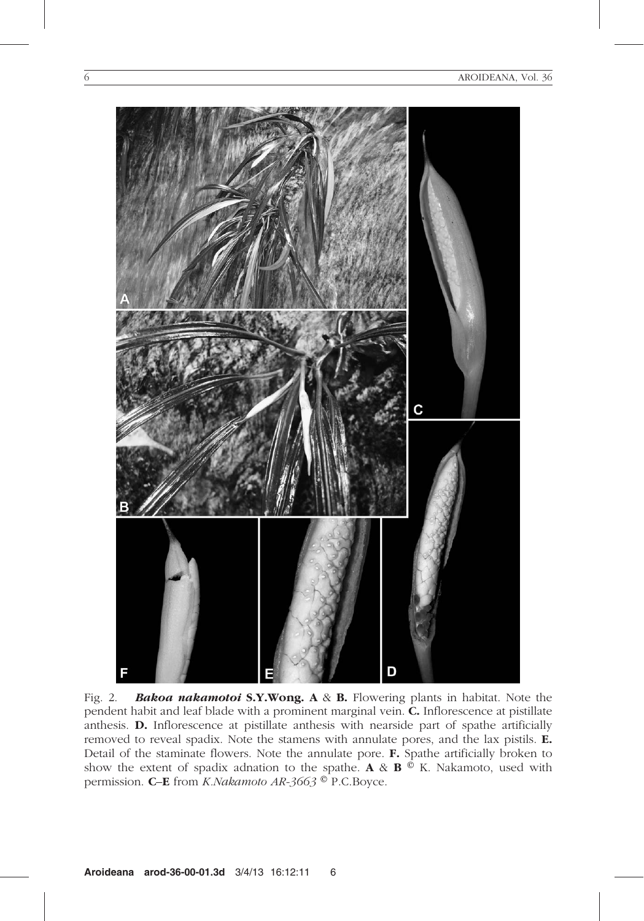Fig. 2. ***Bakoa nakamotoi* S.Y.Wong. A** & **B.** Flowering plants in habitat. Note the pendent habit and leaf blade with a prominent marginal vein. **C.** Inflorescence at pistillate anthesis. **D.** Inflorescence at pistillate anthesis with nearside part of spathe artificially removed to reveal spadix. Note the stamens with annulate pores, and the lax pistils. **E.** Detail of the staminate flowers. Note the annulate pore. **F.** Spathe artificially broken to show the extent of spadix adnation to the spathe. **A** & **B** © K. Nakamoto, used with permission. **C–E** from *K.Nakamoto AR-3663* © P.C.Boyce.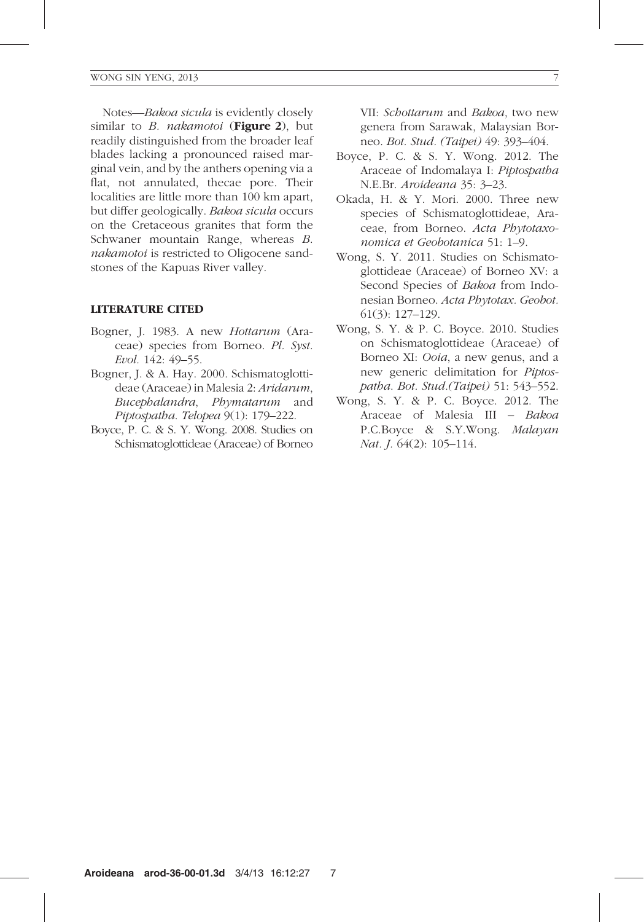Notes—*Bakoa sicula* is evidently closely similar to *B. nakamotoi* (**Figure 2**), but readily distinguished from the broader leaf blades lacking a pronounced raised marginal vein, and by the anthers opening via a flat, not annulated, thecae pore. Their localities are little more than 100 km apart, but differ geologically. *Bakoa sicula* occurs on the Cretaceous granites that form the Schwaner mountain Range, whereas *B. nakamotoi* is restricted to Oligocene sandstones of the Kapuas River valley.

## LITERATURE CITED

Bogner, J. 1983. A new *Hottarum* (Araceae) species from Borneo. *Pl. Syst. Evol.* 142: 49–55.

Bogner, J. & A. Hay. 2000. Schismatoglottideae (Araceae) in Malesia 2: *Aridarum*, *Bucephalandra*, *Phymatarum* and *Piptospatha*. *Telopea* 9(1): 179–222.

Boyce, P. C. & S. Y. Wong. 2008. Studies on Schismatoglottideae (Araceae) of Borneo VII: *Schottarum* and *Bakoa*, two new genera from Sarawak, Malaysian Borneo. *Bot. Stud. (Taipei)* 49: 393–404.

Boyce, P. C. & S. Y. Wong. 2012. The Araceae of Indomalaya I: *Piptospatha* N.E.Br. *Aroideana* 35: 3–23.

Okada, H. & Y. Mori. 2000. Three new species of Schismatoglottideae, Araceae, from Borneo. *Acta Phytotaxonomica et Geobotanica* 51: 1–9.

Wong, S. Y. 2011. Studies on Schismatoglottideae (Araceae) of Borneo XV: a Second Species of *Bakoa* from Indonesian Borneo. *Acta Phytotax. Geobot.* 61(3): 127–129.

Wong, S. Y. & P. C. Boyce. 2010. Studies on Schismatoglottideae (Araceae) of Borneo XI: *Ooia*, a new genus, and a new generic delimitation for *Piptospatha*. *Bot. Stud.(Taipei)* 51: 543–552.

Wong, S. Y. & P. C. Boyce. 2012. The Araceae of Malesia III – *Bakoa* P.C.Boyce & S.Y.Wong. *Malayan Nat. J.* 64(2): 105–114.